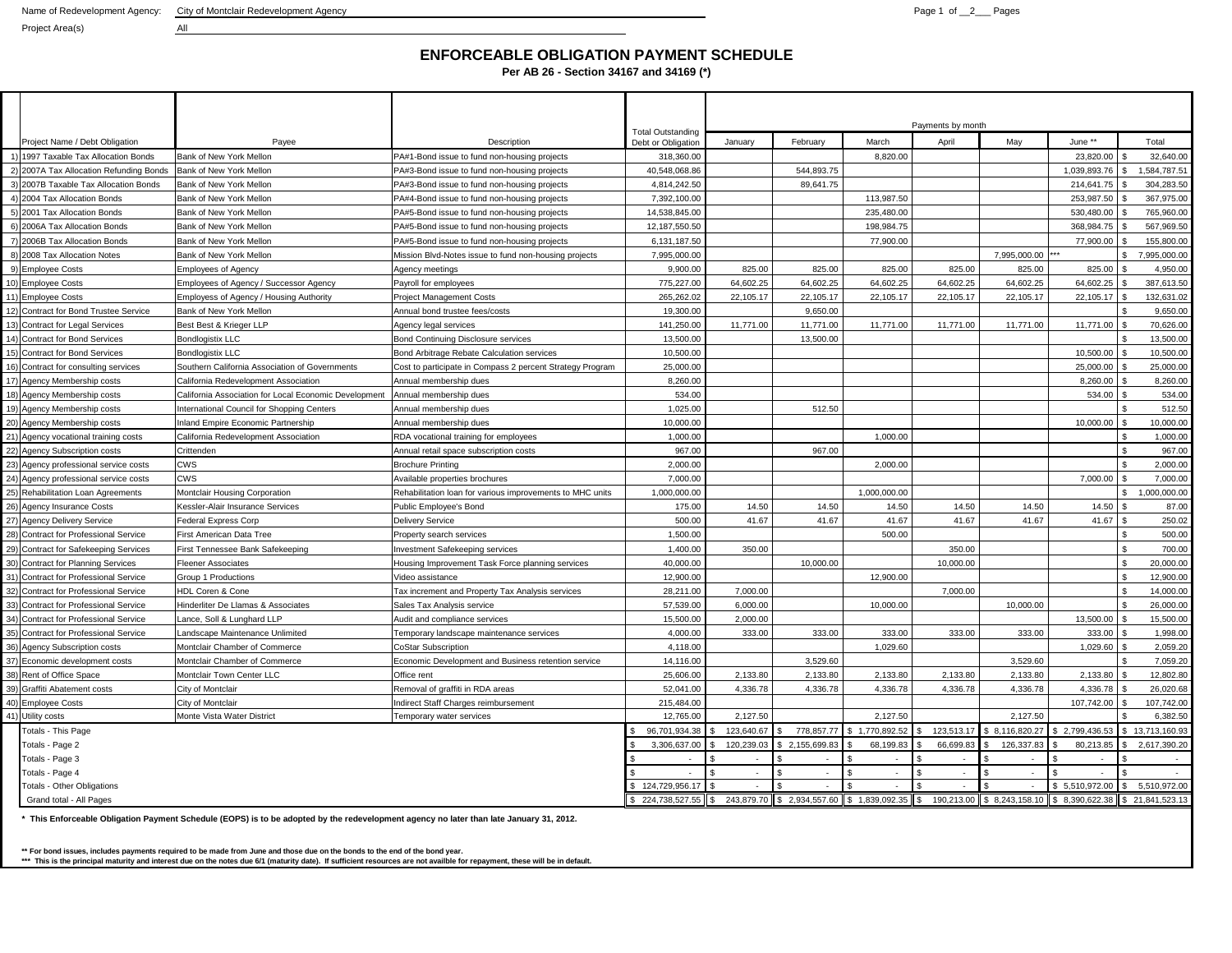Name of Redevelopment Agency: City of Montclair Redevelopment Agency

Project Area(s): All

# ENFORCEABLE OBLIGATION PAYMENT SCHEDULE

**Per AB 26 - Section 34167 and 34169 (*)**

| | Project Name / Debt Obligation | Payee | Description | Total Outstanding Debt or Obligation | Payments by month | | | | | | |
|---|---|---|---|---|---|---|---|---|---|---|---|
| | | | | | January | February | March | April | May | June ** | Total |
| 1) | 1997 Taxable Tax Allocation Bonds | Bank of New York Mellon | PA#1-Bond issue to fund non-housing projects | 318,360.00 | | | 8,820.00 | | | 23,820.00 | $ 32,640.00 |
| 2) | 2007A Tax Allocation Refunding Bonds | Bank of New York Mellon | PA#3-Bond issue to fund non-housing projects | 40,548,068.86 | | 544,893.75 | | | | 1,039,893.76 | $ 1,584,787.51 |
| 3) | 2007B Taxable Tax Allocation Bonds | Bank of New York Mellon | PA#3-Bond issue to fund non-housing projects | 4,814,242.50 | | 89,641.75 | | | | 214,641.75 | $ 304,283.50 |
| 4) | 2004 Tax Allocation Bonds | Bank of New York Mellon | PA#4-Bond issue to fund non-housing projects | 7,392,100.00 | | | 113,987.50 | | | 253,987.50 | $ 367,975.00 |
| 5) | 2001 Tax Allocation Bonds | Bank of New York Mellon | PA#5-Bond issue to fund non-housing projects | 14,538,845.00 | | | 235,480.00 | | | 530,480.00 | $ 765,960.00 |
| 6) | 2006A Tax Allocation Bonds | Bank of New York Mellon | PA#5-Bond issue to fund non-housing projects | 12,187,550.50 | | | 198,984.75 | | | 368,984.75 | $ 567,969.50 |
| 7) | 2006B Tax Allocation Bonds | Bank of New York Mellon | PA#5-Bond issue to fund non-housing projects | 6,131,187.50 | | | 77,900.00 | | | 77,900.00 | $ 155,800.00 |
| 8) | 2008 Tax Allocation Notes | Bank of New York Mellon | Mission Blvd-Notes issue to fund non-housing projects | 7,995,000.00 | | | | | 7,995,000.00 | *** | $ 7,995,000.00 |
| 9) | Employee Costs | Employees of Agency | Agency meetings | 9,900.00 | 825.00 | 825.00 | 825.00 | 825.00 | 825.00 | 825.00 | $ 4,950.00 |
| 10) | Employee Costs | Employees of Agency / Successor Agency | Payroll for employees | 775,227.00 | 64,602.25 | 64,602.25 | 64,602.25 | 64,602.25 | 64,602.25 | 64,602.25 | $ 387,613.50 |
| 11) | Employee Costs | Employess of Agency / Housing Authority | Project Management Costs | 265,262.02 | 22,105.17 | 22,105.17 | 22,105.17 | 22,105.17 | 22,105.17 | 22,105.17 | $ 132,631.02 |
| 12) | Contract for Bond Trustee Service | Bank of New York Mellon | Annual bond trustee fees/costs | 19,300.00 | | 9,650.00 | | | | | $ 9,650.00 |
| 13) | Contract for Legal Services | Best Best & Krieger LLP | Agency legal services | 141,250.00 | 11,771.00 | 11,771.00 | 11,771.00 | 11,771.00 | 11,771.00 | 11,771.00 | $ 70,626.00 |
| 14) | Contract for Bond Services | Bondlogistix LLC | Bond Continuing Disclosure services | 13,500.00 | | 13,500.00 | | | | | $ 13,500.00 |
| 15) | Contract for Bond Services | Bondlogistix LLC | Bond Arbitrage Rebate Calculation services | 10,500.00 | | | | | | 10,500.00 | $ 10,500.00 |
| 16) | Contract for consulting services | Southern California Association of Governments | Cost to participate in Compass 2 percent Strategy Program | 25,000.00 | | | | | | 25,000.00 | $ 25,000.00 |
| 17) | Agency Membership costs | California Redevelopment Association | Annual membership dues | 8,260.00 | | | | | | 8,260.00 | $ 8,260.00 |
| 18) | Agency Membership costs | California Association for Local Economic Development | Annual membership dues | 534.00 | | | | | | 534.00 | $ 534.00 |
| 19) | Agency Membership costs | International Council for Shopping Centers | Annual membership dues | 1,025.00 | | 512.50 | | | | | $ 512.50 |
| 20) | Agency Membership costs | Inland Empire Economic Partnership | Annual membership dues | 10,000.00 | | | | | | 10,000.00 | $ 10,000.00 |
| 21) | Agency vocational training costs | California Redevelopment Association | RDA vocational training for employees | 1,000.00 | | | 1,000.00 | | | | $ 1,000.00 |
| 22) | Agency Subscription costs | Crittenden | Annual retail space subscription costs | 967.00 | | 967.00 | | | | | $ 967.00 |
| 23) | Agency professional service costs | CWS | Brochure Printing | 2,000.00 | | | 2,000.00 | | | | $ 2,000.00 |
| 24) | Agency professional service costs | CWS | Available properties brochures | 7,000.00 | | | | | | 7,000.00 | $ 7,000.00 |
| 25) | Rehabilitation Loan Agreements | Montclair Housing Corporation | Rehabilitation loan for various improvements to MHC units | 1,000,000.00 | | | 1,000,000.00 | | | | $ 1,000,000.00 |
| 26) | Agency Insurance Costs | Kessler-Alair Insurance Services | Public Employee's Bond | 175.00 | 14.50 | 14.50 | 14.50 | 14.50 | 14.50 | 14.50 | $ 87.00 |
| 27) | Agency Delivery Service | Federal Express Corp | Delivery Service | 500.00 | 41.67 | 41.67 | 41.67 | 41.67 | 41.67 | 41.67 | $ 250.02 |
| 28) | Contract for Professional Service | First American Data Tree | Property search services | 1,500.00 | | | 500.00 | | | | $ 500.00 |
| 29) | Contract for Safekeeping Services | First Tennessee Bank Safekeeping | Investment Safekeeping services | 1,400.00 | 350.00 | | | 350.00 | | | $ 700.00 |
| 30) | Contract for Planning Services | Fleener Associates | Housing Improvement Task Force planning services | 40,000.00 | | 10,000.00 | | 10,000.00 | | | $ 20,000.00 |
| 31) | Contract for Professional Service | Group 1 Productions | Video assistance | 12,900.00 | | | 12,900.00 | | | | $ 12,900.00 |
| 32) | Contract for Professional Service | HDL Coren & Cone | Tax increment and Property Tax Analysis services | 28,211.00 | 7,000.00 | | | 7,000.00 | | | $ 14,000.00 |
| 33) | Contract for Professional Service | Hinderliter De Llamas & Associates | Sales Tax Analysis service | 57,539.00 | 6,000.00 | | 10,000.00 | | 10,000.00 | | $ 26,000.00 |
| 34) | Contract for Professional Service | Lance, Soll & Lunghard LLP | Audit and compliance services | 15,500.00 | 2,000.00 | | | | | 13,500.00 | $ 15,500.00 |
| 35) | Contract for Professional Service | Landscape Maintenance Unlimited | Temporary landscape maintenance services | 4,000.00 | 333.00 | 333.00 | 333.00 | 333.00 | 333.00 | 333.00 | $ 1,998.00 |
| 36) | Agency Subscription costs | Montclair Chamber of Commerce | CoStar Subscription | 4,118.00 | | | 1,029.60 | | | 1,029.60 | $ 2,059.20 |
| 37) | Economic development costs | Montclair Chamber of Commerce | Economic Development and Business retention service | 14,116.00 | | 3,529.60 | | | 3,529.60 | | $ 7,059.20 |
| 38) | Rent of Office Space | Montclair Town Center LLC | Office rent | 25,606.00 | 2,133.80 | 2,133.80 | 2,133.80 | 2,133.80 | 2,133.80 | 2,133.80 | $ 12,802.80 |
| 39) | Graffiti Abatement costs | City of Montclair | Removal of graffiti in RDA areas | 52,041.00 | 4,336.78 | 4,336.78 | 4,336.78 | 4,336.78 | 4,336.78 | 4,336.78 | $ 26,020.68 |
| 40) | Employee Costs | City of Montclair | Indirect Staff Charges reimbursement | 215,484.00 | | | | | | 107,742.00 | $ 107,742.00 |
| 41) | Utility costs | Monte Vista Water District | Temporary water services | 12,765.00 | 2,127.50 | | 2,127.50 | | 2,127.50 | | $ 6,382.50 |
| | Totals - This Page | | | $ 96,701,934.38 | $ 123,640.67 | $ 778,857.77 | $ 1,770,892.52 | $ 123,513.17 | $ 8,116,820.27 | $ 2,799,436.53 | $ 13,713,160.93 |
| | Totals - Page 2 | | | $ 3,306,637.00 | $ 120,239.03 | $ 2,155,699.83 | $ 68,199.83 | $ 66,699.83 | $ 126,337.83 | $ 80,213.85 | $ 2,617,390.20 |
| | Totals - Page 3 | | | $ - | $ - | $ - | $ - | $ - | $ - | $ - | $ - |
| | Totals - Page 4 | | | $ - | $ - | $ - | $ - | $ - | $ - | $ - | $ - |
| | Totals - Other Obligations | | | $ 124,729,956.17 | $ - | $ - | $ - | $ - | $ - | $ 5,510,972.00 | $ 5,510,972.00 |
| | Grand total - All Pages | | | $ 224,738,527.55 | $ 243,879.70 | $ 2,934,557.60 | $ 1,839,092.35 | $ 190,213.00 | $ 8,243,158.10 | $ 8,390,622.38 | $ 21,841,523.13 |

**\* This Enforceable Obligation Payment Schedule (EOPS) is to be adopted by the redevelopment agency no later than late January 31, 2012.**

**\*\* For bond issues, includes payments required to be made from June and those due on the bonds to the end of the bond year.**

**\*\*\* This is the principal maturity and interest due on the notes due 6/1 (maturity date). If sufficient resources are not availble for repayment, these will be in default.**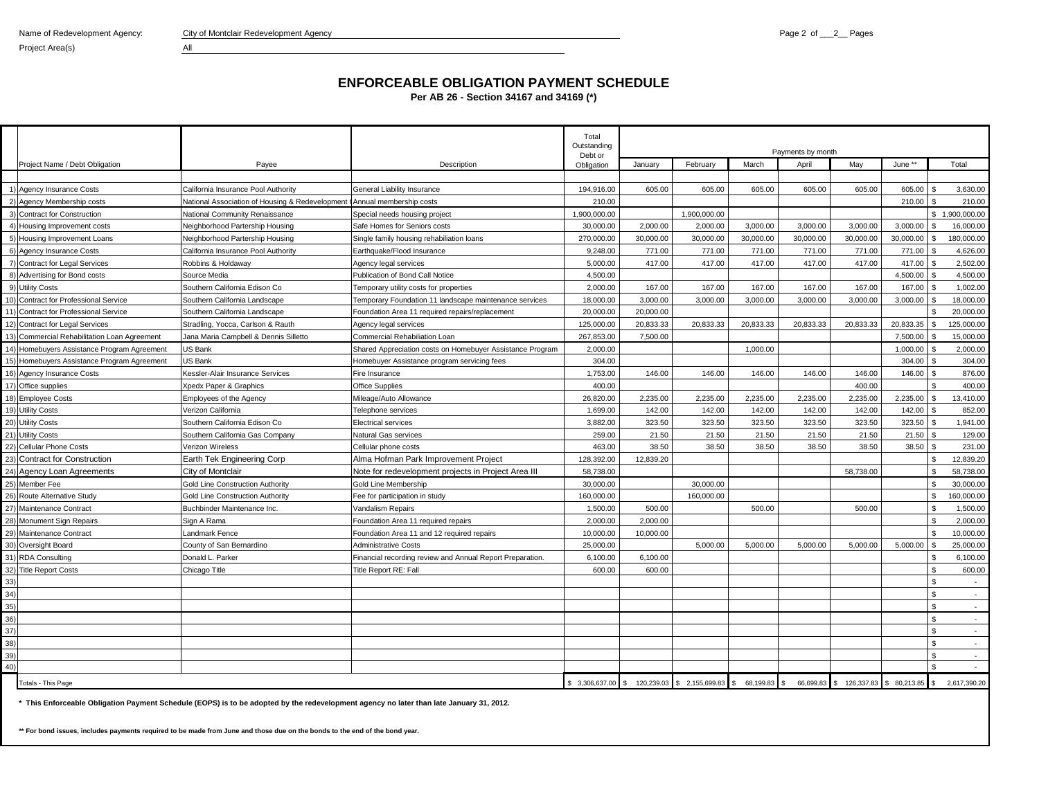Name of Redevelopment Agency: City of Montclair Redevelopment Agency

Project Area(s) All

# ENFORCEABLE OBLIGATION PAYMENT SCHEDULE

**Per AB 26 - Section 34167 and 34169 (*)**

| | Project Name / Debt Obligation | Payee | Description | Total Outstanding Debt or Obligation | Payments by month | | | | | | |
|---|---|---|---|---|---|---|---|---|---|---|---|
| | | | | | January | February | March | April | May | June ** | Total |
| 1) | Agency Insurance Costs | California Insurance Pool Authority | General Liability Insurance | 194,916.00 | 605.00 | 605.00 | 605.00 | 605.00 | 605.00 | 605.00 | $ 3,630.00 |
| 2) | Agency Membership costs | National Association of Housing & Redevelopment ( | Annual membership costs | 210.00 | | | | | | 210.00 | $ 210.00 |
| 3) | Contract for Construction | National Community Renaissance | Special needs housing project | 1,900,000.00 | | 1,900,000.00 | | | | | $ 1,900,000.00 |
| 4) | Housing Improvement costs | Neighborhood Partership Housing | Safe Homes for Seniors costs | 30,000.00 | 2,000.00 | 2,000.00 | 3,000.00 | 3,000.00 | 3,000.00 | 3,000.00 | $ 16,000.00 |
| 5) | Housing Improvement Loans | Neighborhood Partership Housing | Single family housing rehabiliation loans | 270,000.00 | 30,000.00 | 30,000.00 | 30,000.00 | 30,000.00 | 30,000.00 | 30,000.00 | $ 180,000.00 |
| 6) | Agency Insurance Costs | California Insurance Pool Authority | Earthquake/Flood Insurance | 9,248.00 | 771.00 | 771.00 | 771.00 | 771.00 | 771.00 | 771.00 | $ 4,626.00 |
| 7) | Contract for Legal Services | Robbins & Holdaway | Agency legal services | 5,000.00 | 417.00 | 417.00 | 417.00 | 417.00 | 417.00 | 417.00 | $ 2,502.00 |
| 8) | Advertising for Bond costs | Source Media | Publication of Bond Call Notice | 4,500.00 | | | | | | 4,500.00 | $ 4,500.00 |
| 9) | Utility Costs | Southern California Edison Co | Temporary utility costs for properties | 2,000.00 | 167.00 | 167.00 | 167.00 | 167.00 | 167.00 | 167.00 | $ 1,002.00 |
| 10) | Contract for Professional Service | Southern California Landscape | Temporary Foundation 11 landscape maintenance services | 18,000.00 | 3,000.00 | 3,000.00 | 3,000.00 | 3,000.00 | 3,000.00 | 3,000.00 | $ 18,000.00 |
| 11) | Contract for Professional Service | Southern California Landscape | Foundation Area 11 required repairs/replacement | 20,000.00 | 20,000.00 | | | | | | $ 20,000.00 |
| 12) | Contract for Legal Services | Stradling, Yocca, Carlson & Rauth | Agency legal services | 125,000.00 | 20,833.33 | 20,833.33 | 20,833.33 | 20,833.33 | 20,833.33 | 20,833.35 | $ 125,000.00 |
| 13) | Commercial Rehabilitation Loan Agreement | Jana Maria Campbell & Dennis Silletto | Commercial Rehabiliation Loan | 267,853.00 | 7,500.00 | | | | | 7,500.00 | $ 15,000.00 |
| 14) | Homebuyers Assistance Program Agreement | US Bank | Shared Appreciation costs on Homebuyer Assistance Program | 2,000.00 | | | 1,000.00 | | | 1,000.00 | $ 2,000.00 |
| 15) | Homebuyers Assistance Program Agreement | US Bank | Homebuyer Assistance program servicing fees | 304.00 | | | | | | 304.00 | $ 304.00 |
| 16) | Agency Insurance Costs | Kessler-Alair Insurance Services | Fire Insurance | 1,753.00 | 146.00 | 146.00 | 146.00 | 146.00 | 146.00 | 146.00 | $ 876.00 |
| 17) | Office supplies | Xpedx Paper & Graphics | Office Supplies | 400.00 | | | | | 400.00 | | $ 400.00 |
| 18) | Employee Costs | Employees of the Agency | Mileage/Auto Allowance | 26,820.00 | 2,235.00 | 2,235.00 | 2,235.00 | 2,235.00 | 2,235.00 | 2,235.00 | $ 13,410.00 |
| 19) | Utility Costs | Verizon California | Telephone services | 1,699.00 | 142.00 | 142.00 | 142.00 | 142.00 | 142.00 | 142.00 | $ 852.00 |
| 20) | Utility Costs | Southern California Edison Co | Electrical services | 3,882.00 | 323.50 | 323.50 | 323.50 | 323.50 | 323.50 | 323.50 | $ 1,941.00 |
| 21) | Utility Costs | Southern California Gas Company | Natural Gas services | 259.00 | 21.50 | 21.50 | 21.50 | 21.50 | 21.50 | 21.50 | $ 129.00 |
| 22) | Cellular Phone Costs | Verizon Wireless | Cellular phone costs | 463.00 | 38.50 | 38.50 | 38.50 | 38.50 | 38.50 | 38.50 | $ 231.00 |
| 23) | Contract for Construction | Earth Tek Engineering Corp | Alma Hofman Park Improvement Project | 128,392.00 | 12,839.20 | | | | | | $ 12,839.20 |
| 24) | Agency Loan Agreements | City of Montclair | Note for redevelopment projects in Project Area III | 58,738.00 | | | | | 58,738.00 | | $ 58,738.00 |
| 25) | Member Fee | Gold Line Construction Authority | Gold Line Membership | 30,000.00 | | 30,000.00 | | | | | $ 30,000.00 |
| 26) | Route Alternative Study | Gold Line Construction Authority | Fee for participation in study | 160,000.00 | | 160,000.00 | | | | | $ 160,000.00 |
| 27) | Maintenance Contract | Buchbinder Maintenance Inc. | Vandalism Repairs | 1,500.00 | 500.00 | | 500.00 | | 500.00 | | $ 1,500.00 |
| 28) | Monument Sign Repairs | Sign A Rama | Foundation Area 11 required repairs | 2,000.00 | 2,000.00 | | | | | | $ 2,000.00 |
| 29) | Maintenance Contract | Landmark Fence | Foundation Area 11 and 12 required repairs | 10,000.00 | 10,000.00 | | | | | | $ 10,000.00 |
| 30) | Oversight Board | County of San Bernardino | Administrative Costs | 25,000.00 | | 5,000.00 | 5,000.00 | 5,000.00 | 5,000.00 | 5,000.00 | $ 25,000.00 |
| 31) | RDA Consulting | Donald L. Parker | Financial recording review and Annual Report Preparation. | 6,100.00 | 6,100.00 | | | | | | $ 6,100.00 |
| 32) | Title Report Costs | Chicago Title | Title Report RE: Fall | 600.00 | 600.00 | | | | | | $ 600.00 |
| 33) | | | | | | | | | | | $ - |
| 34) | | | | | | | | | | | $ - |
| 35) | | | | | | | | | | | $ - |
| 36) | | | | | | | | | | | $ - |
| 37) | | | | | | | | | | | $ - |
| 38) | | | | | | | | | | | $ - |
| 39) | | | | | | | | | | | $ - |
| 40) | | | | | | | | | | | $ - |
| | Totals - This Page | | | $ 3,306,637.00 | $ 120,239.03 | $ 2,155,699.83 | $ 68,199.83 | $ 66,699.83 | $ 126,337.83 | $ 80,213.85 | $ 2,617,390.20 |

**\* This Enforceable Obligation Payment Schedule (EOPS) is to be adopted by the redevelopment agency no later than late January 31, 2012.**

**\*\* For bond issues, includes payments required to be made from June and those due on the bonds to the end of the bond year.**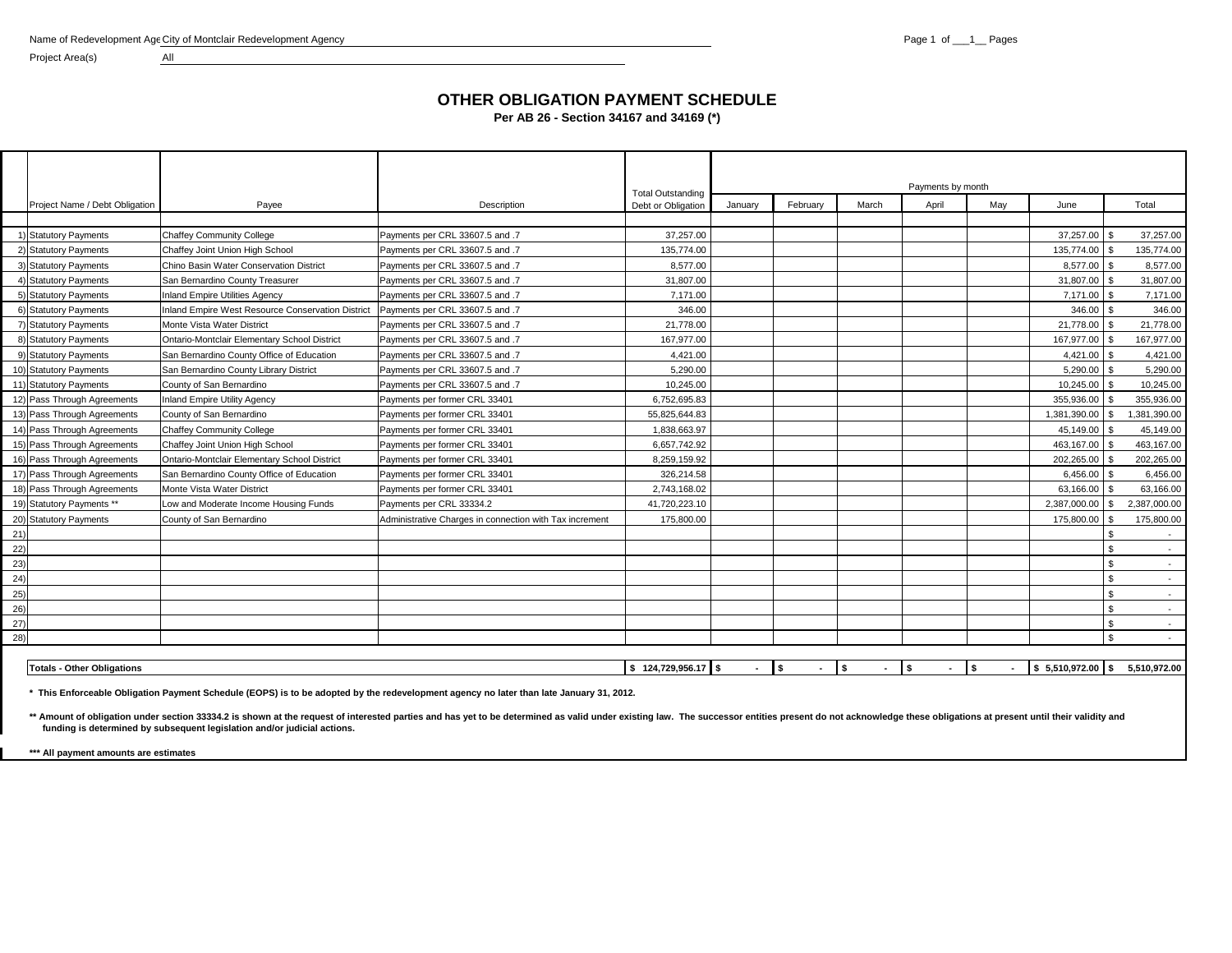Name of Redevelopment Agency: City of Montclair Redevelopment Agency

Project Area(s): All

# OTHER OBLIGATION PAYMENT SCHEDULE

**Per AB 26 - Section 34167 and 34169 (*)**

| | Project Name / Debt Obligation | Payee | Description | Total Outstanding Debt or Obligation | Payments by month | | | | | | |
|---|---|---|---|---|---|---|---|---|---|---|---|
| | | | | | January | February | March | April | May | June | Total |
| 1) | Statutory Payments | Chaffey Community College | Payments per CRL 33607.5 and .7 | 37,257.00 | | | | | | 37,257.00 | $ 37,257.00 |
| 2) | Statutory Payments | Chaffey Joint Union High School | Payments per CRL 33607.5 and .7 | 135,774.00 | | | | | | 135,774.00 | $ 135,774.00 |
| 3) | Statutory Payments | Chino Basin Water Conservation District | Payments per CRL 33607.5 and .7 | 8,577.00 | | | | | | 8,577.00 | $ 8,577.00 |
| 4) | Statutory Payments | San Bernardino County Treasurer | Payments per CRL 33607.5 and .7 | 31,807.00 | | | | | | 31,807.00 | $ 31,807.00 |
| 5) | Statutory Payments | Inland Empire Utilities Agency | Payments per CRL 33607.5 and .7 | 7,171.00 | | | | | | 7,171.00 | $ 7,171.00 |
| 6) | Statutory Payments | Inland Empire West Resource Conservation District | Payments per CRL 33607.5 and .7 | 346.00 | | | | | | 346.00 | $ 346.00 |
| 7) | Statutory Payments | Monte Vista Water District | Payments per CRL 33607.5 and .7 | 21,778.00 | | | | | | 21,778.00 | $ 21,778.00 |
| 8) | Statutory Payments | Ontario-Montclair Elementary School District | Payments per CRL 33607.5 and .7 | 167,977.00 | | | | | | 167,977.00 | $ 167,977.00 |
| 9) | Statutory Payments | San Bernardino County Office of Education | Payments per CRL 33607.5 and .7 | 4,421.00 | | | | | | 4,421.00 | $ 4,421.00 |
| 10) | Statutory Payments | San Bernardino County Library District | Payments per CRL 33607.5 and .7 | 5,290.00 | | | | | | 5,290.00 | $ 5,290.00 |
| 11) | Statutory Payments | County of San Bernardino | Payments per CRL 33607.5 and .7 | 10,245.00 | | | | | | 10,245.00 | $ 10,245.00 |
| 12) | Pass Through Agreements | Inland Empire Utility Agency | Payments per former CRL 33401 | 6,752,695.83 | | | | | | 355,936.00 | $ 355,936.00 |
| 13) | Pass Through Agreements | County of San Bernardino | Payments per former CRL 33401 | 55,825,644.83 | | | | | | 1,381,390.00 | $ 1,381,390.00 |
| 14) | Pass Through Agreements | Chaffey Community College | Payments per former CRL 33401 | 1,838,663.97 | | | | | | 45,149.00 | $ 45,149.00 |
| 15) | Pass Through Agreements | Chaffey Joint Union High School | Payments per former CRL 33401 | 6,657,742.92 | | | | | | 463,167.00 | $ 463,167.00 |
| 16) | Pass Through Agreements | Ontario-Montclair Elementary School District | Payments per former CRL 33401 | 8,259,159.92 | | | | | | 202,265.00 | $ 202,265.00 |
| 17) | Pass Through Agreements | San Bernardino County Office of Education | Payments per former CRL 33401 | 326,214.58 | | | | | | 6,456.00 | $ 6,456.00 |
| 18) | Pass Through Agreements | Monte Vista Water District | Payments per former CRL 33401 | 2,743,168.02 | | | | | | 63,166.00 | $ 63,166.00 |
| 19) | Statutory Payments ** | Low and Moderate Income Housing Funds | Payments per CRL 33334.2 | 41,720,223.10 | | | | | | 2,387,000.00 | $ 2,387,000.00 |
| 20) | Statutory Payments | County of San Bernardino | Administrative Charges in connection with Tax increment | 175,800.00 | | | | | | 175,800.00 | $ 175,800.00 |
| 21) | | | | | | | | | | | $ - |
| 22) | | | | | | | | | | | $ - |
| 23) | | | | | | | | | | | $ - |
| 24) | | | | | | | | | | | $ - |
| 25) | | | | | | | | | | | $ - |
| 26) | | | | | | | | | | | $ - |
| 27) | | | | | | | | | | | $ - |
| 28) | | | | | | | | | | | $ - |
| | **Totals - Other Obligations** | | | **$ 124,729,956.17** | **$ -** | **$ -** | **$ -** | **$ -** | **$ -** | **$ 5,510,972.00** | **$ 5,510,972.00** |

**\* This Enforceable Obligation Payment Schedule (EOPS) is to be adopted by the redevelopment agency no later than late January 31, 2012.**

**\*\* Amount of obligation under section 33334.2 is shown at the request of interested parties and has yet to be determined as valid under existing law. The successor entities present do not acknowledge these obligations at present until their validity and funding is determined by subsequent legislation and/or judicial actions.**

**\*\*\* All payment amounts are estimates**